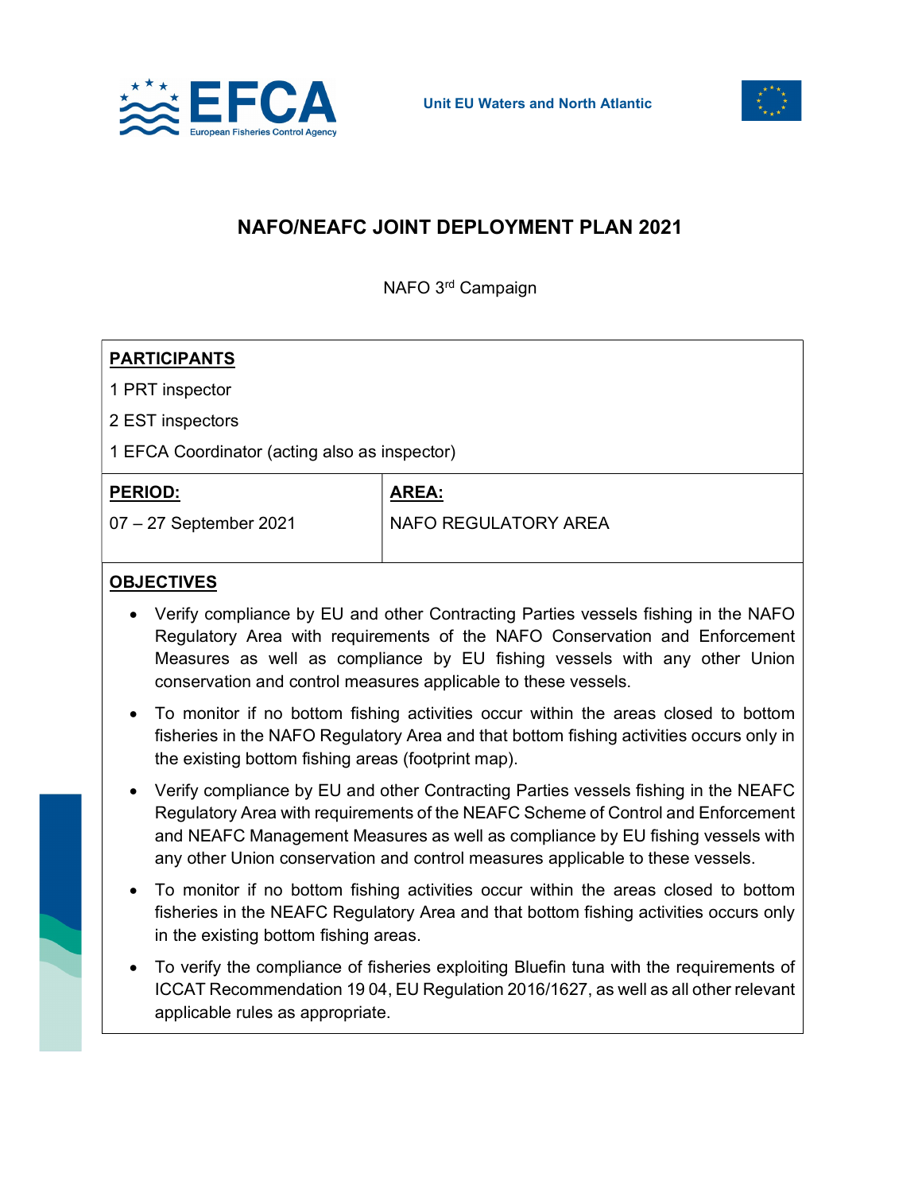EFCA
European Fisheries Control Agency

Unit EU Waters and North Atlantic

# NAFO/NEAFC JOINT DEPLOYMENT PLAN 2021

NAFO 3rd Campaign

**PARTICIPANTS**

1 PRT inspector

2 EST inspectors

1 EFCA Coordinator (acting also as inspector)

| **PERIOD:** | **AREA:** |
|---|---|
| 07 – 27 September 2021 | NAFO REGULATORY AREA |

**OBJECTIVES**

- Verify compliance by EU and other Contracting Parties vessels fishing in the NAFO Regulatory Area with requirements of the NAFO Conservation and Enforcement Measures as well as compliance by EU fishing vessels with any other Union conservation and control measures applicable to these vessels.
- To monitor if no bottom fishing activities occur within the areas closed to bottom fisheries in the NAFO Regulatory Area and that bottom fishing activities occurs only in the existing bottom fishing areas (footprint map).
- Verify compliance by EU and other Contracting Parties vessels fishing in the NEAFC Regulatory Area with requirements of the NEAFC Scheme of Control and Enforcement and NEAFC Management Measures as well as compliance by EU fishing vessels with any other Union conservation and control measures applicable to these vessels.
- To monitor if no bottom fishing activities occur within the areas closed to bottom fisheries in the NEAFC Regulatory Area and that bottom fishing activities occurs only in the existing bottom fishing areas.
- To verify the compliance of fisheries exploiting Bluefin tuna with the requirements of ICCAT Recommendation 19 04, EU Regulation 2016/1627, as well as all other relevant applicable rules as appropriate.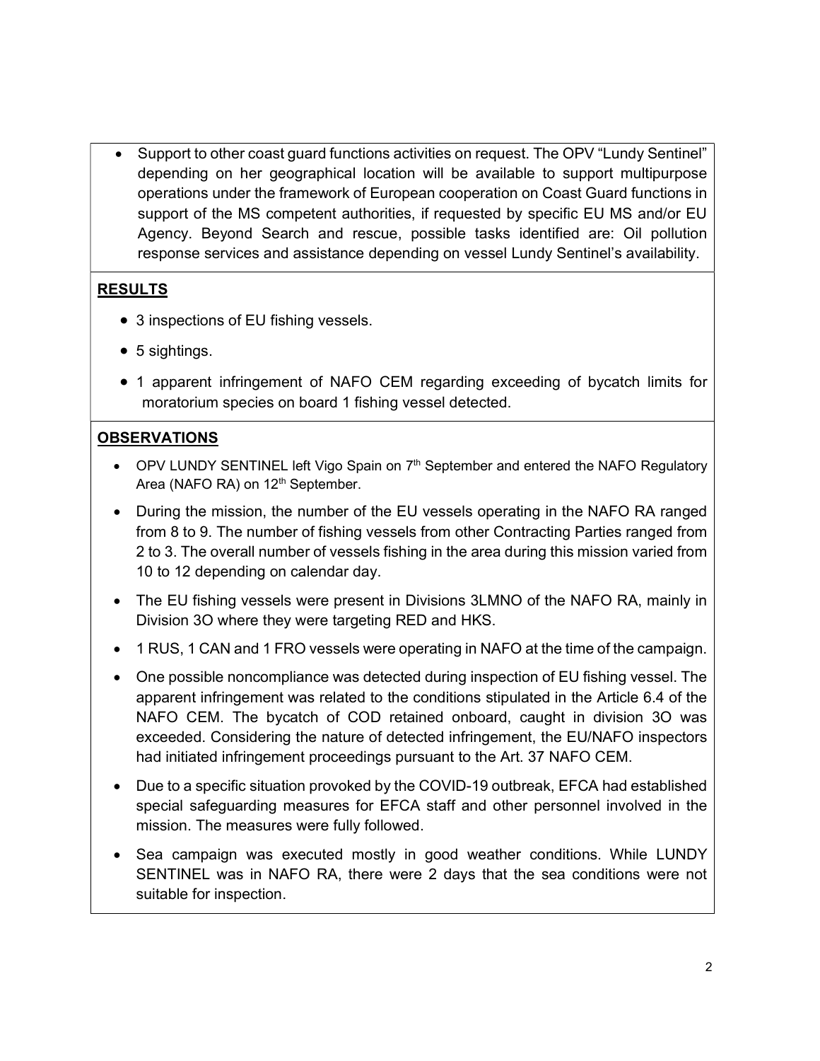- Support to other coast guard functions activities on request. The OPV "Lundy Sentinel" depending on her geographical location will be available to support multipurpose operations under the framework of European cooperation on Coast Guard functions in support of the MS competent authorities, if requested by specific EU MS and/or EU Agency. Beyond Search and rescue, possible tasks identified are: Oil pollution response services and assistance depending on vessel Lundy Sentinel's availability.

## RESULTS

- 3 inspections of EU fishing vessels.
- 5 sightings.
- 1 apparent infringement of NAFO CEM regarding exceeding of bycatch limits for moratorium species on board 1 fishing vessel detected.

## OBSERVATIONS

- OPV LUNDY SENTINEL left Vigo Spain on 7th September and entered the NAFO Regulatory Area (NAFO RA) on 12th September.
- During the mission, the number of the EU vessels operating in the NAFO RA ranged from 8 to 9. The number of fishing vessels from other Contracting Parties ranged from 2 to 3. The overall number of vessels fishing in the area during this mission varied from 10 to 12 depending on calendar day.
- The EU fishing vessels were present in Divisions 3LMNO of the NAFO RA, mainly in Division 3O where they were targeting RED and HKS.
- 1 RUS, 1 CAN and 1 FRO vessels were operating in NAFO at the time of the campaign.
- One possible noncompliance was detected during inspection of EU fishing vessel. The apparent infringement was related to the conditions stipulated in the Article 6.4 of the NAFO CEM. The bycatch of COD retained onboard, caught in division 3O was exceeded. Considering the nature of detected infringement, the EU/NAFO inspectors had initiated infringement proceedings pursuant to the Art. 37 NAFO CEM.
- Due to a specific situation provoked by the COVID-19 outbreak, EFCA had established special safeguarding measures for EFCA staff and other personnel involved in the mission. The measures were fully followed.
- Sea campaign was executed mostly in good weather conditions. While LUNDY SENTINEL was in NAFO RA, there were 2 days that the sea conditions were not suitable for inspection.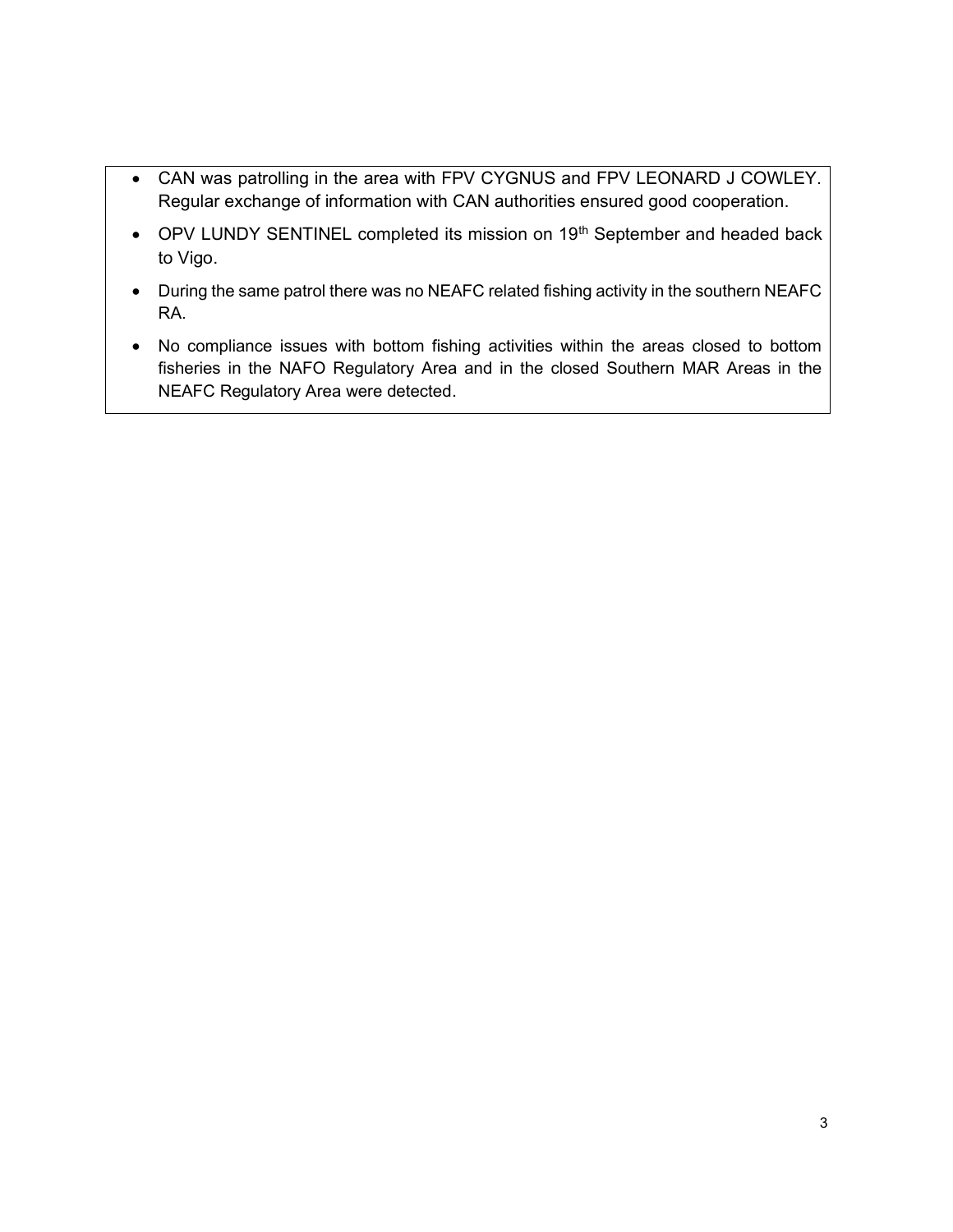- CAN was patrolling in the area with FPV CYGNUS and FPV LEONARD J COWLEY. Regular exchange of information with CAN authorities ensured good cooperation.
- OPV LUNDY SENTINEL completed its mission on 19th September and headed back to Vigo.
- During the same patrol there was no NEAFC related fishing activity in the southern NEAFC RA.
- No compliance issues with bottom fishing activities within the areas closed to bottom fisheries in the NAFO Regulatory Area and in the closed Southern MAR Areas in the NEAFC Regulatory Area were detected.